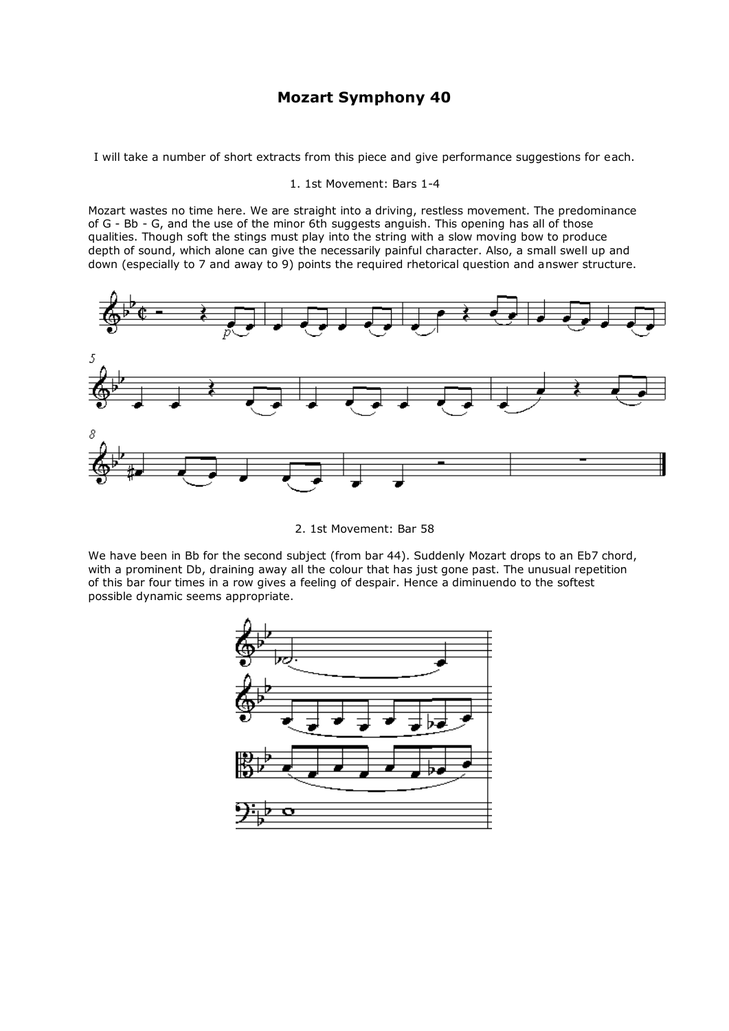# Mozart Symphony 40

I will take a number of short extracts from this piece and give performance suggestions for each.

1. 1st Movement: Bars 1-4

Mozart wastes no time here. We are straight into a driving, restless movement. The predominance of G - Bb - G, and the use of the minor 6th suggests anguish. This opening has all of those qualities. Though soft the stings must play into the string with a slow moving bow to produce depth of sound, which alone can give the necessarily painful character. Also, a small swell up and down (especially to 7 and away to 9) points the required rhetorical question and answer structure.

2. 1st Movement: Bar 58

We have been in Bb for the second subject (from bar 44). Suddenly Mozart drops to an Eb7 chord, with a prominent Db, draining away all the colour that has just gone past. The unusual repetition of this bar four times in a row gives a feeling of despair. Hence a diminuendo to the softest possible dynamic seems appropriate.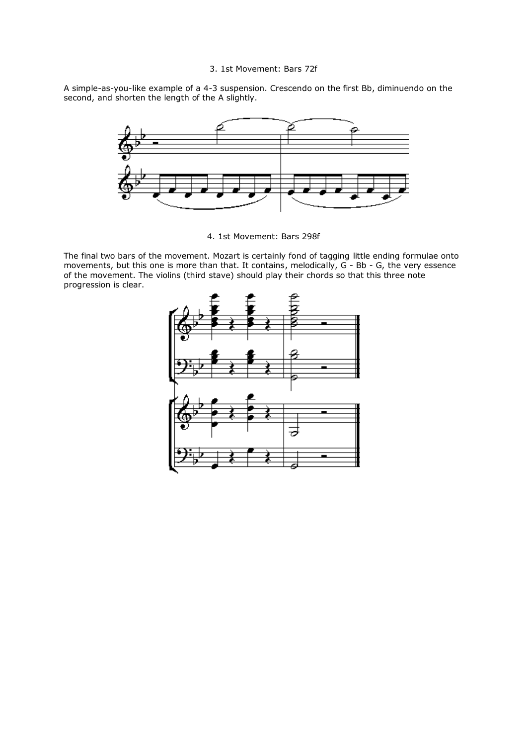3. 1st Movement: Bars 72f

A simple-as-you-like example of a 4-3 suspension. Crescendo on the first Bb, diminuendo on the second, and shorten the length of the A slightly.

4. 1st Movement: Bars 298f

The final two bars of the movement. Mozart is certainly fond of tagging little ending formulae onto movements, but this one is more than that. It contains, melodically, G - Bb - G, the very essence of the movement. The violins (third stave) should play their chords so that this three note progression is clear.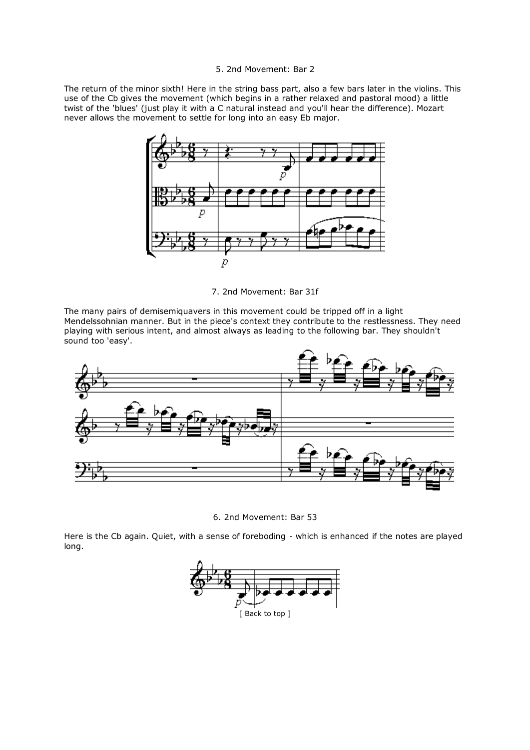5. 2nd Movement: Bar 2

The return of the minor sixth! Here in the string bass part, also a few bars later in the violins. This use of the Cb gives the movement (which begins in a rather relaxed and pastoral mood) a little twist of the 'blues' (just play it with a C natural instead and you'll hear the difference). Mozart never allows the movement to settle for long into an easy Eb major.

7. 2nd Movement: Bar 31f

The many pairs of demisemiquavers in this movement could be tripped off in a light Mendelssohnian manner. But in the piece's context they contribute to the restlessness. They need playing with serious intent, and almost always as leading to the following bar. They shouldn't sound too 'easy'.

6. 2nd Movement: Bar 53

Here is the Cb again. Quiet, with a sense of foreboding - which is enhanced if the notes are played long.

[ Back to top ]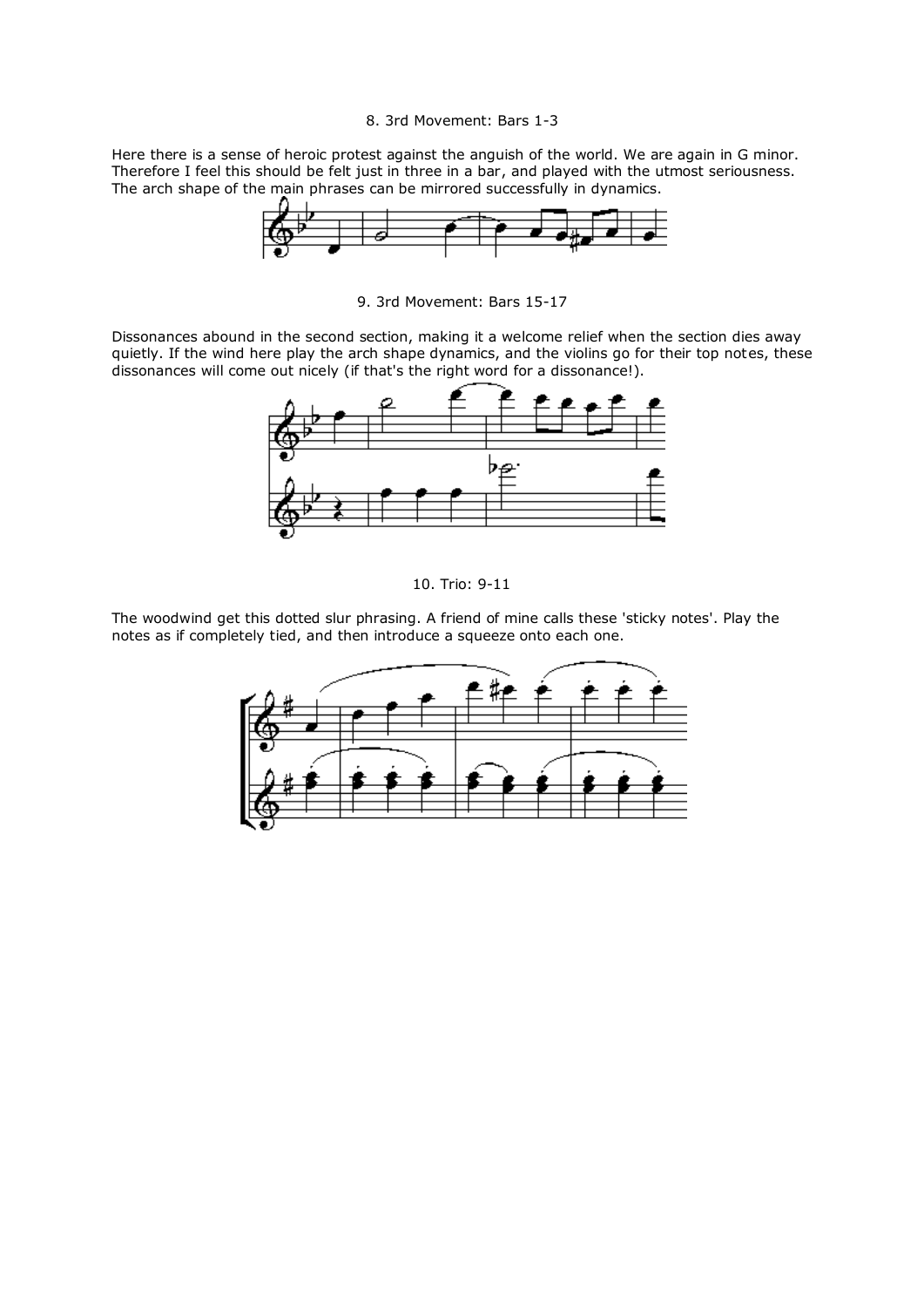### 8. 3rd Movement: Bars 1-3

Here there is a sense of heroic protest against the anguish of the world. We are again in G minor. Therefore I feel this should be felt just in three in a bar, and played with the utmost seriousness. The arch shape of the main phrases can be mirrored successfully in dynamics.

### 9. 3rd Movement: Bars 15-17

Dissonances abound in the second section, making it a welcome relief when the section dies away quietly. If the wind here play the arch shape dynamics, and the violins go for their top notes, these dissonances will come out nicely (if that's the right word for a dissonance!).

### 10. Trio: 9-11

The woodwind get this dotted slur phrasing. A friend of mine calls these 'sticky notes'. Play the notes as if completely tied, and then introduce a squeeze onto each one.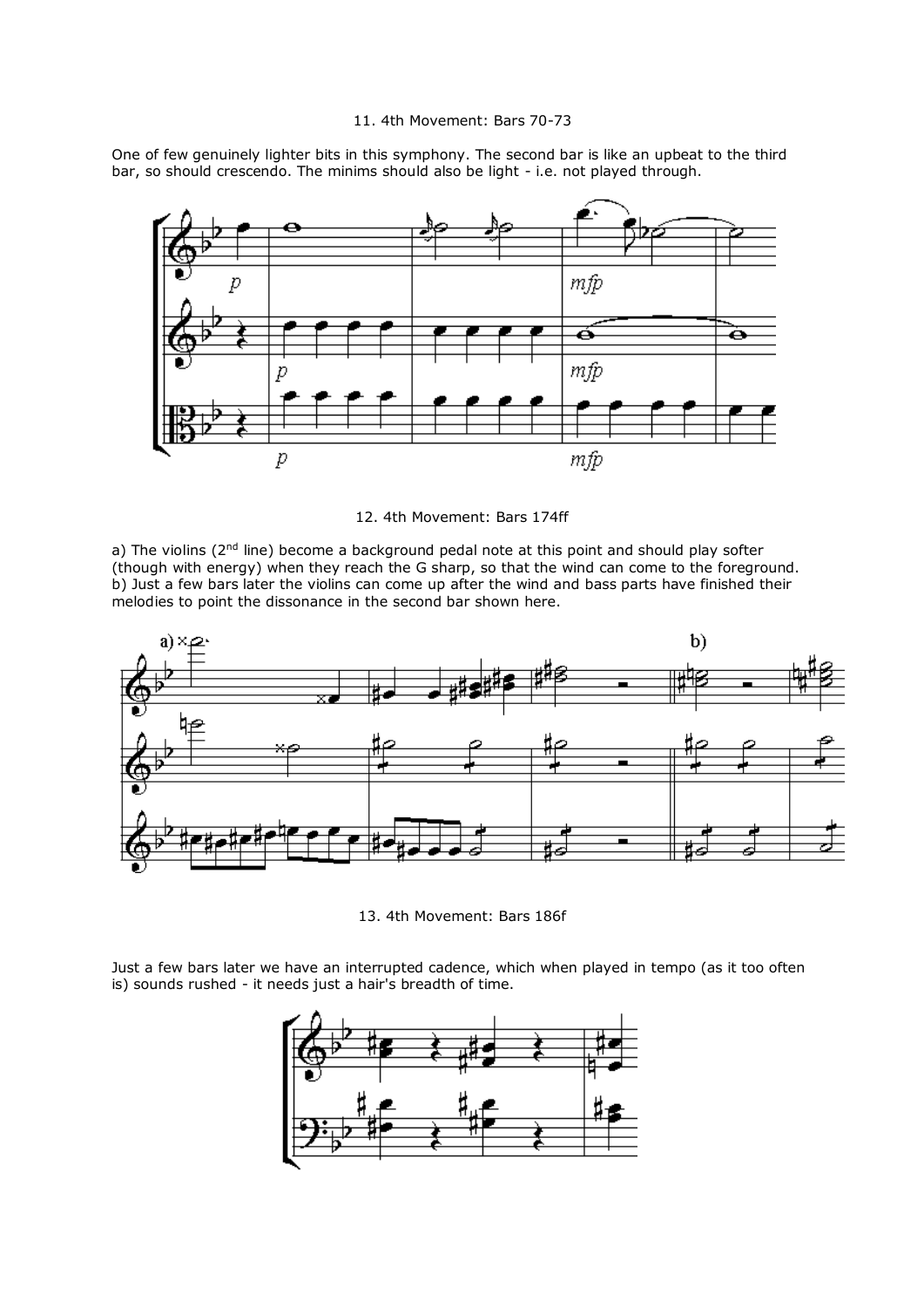## 11. 4th Movement: Bars 70-73

One of few genuinely lighter bits in this symphony. The second bar is like an upbeat to the third bar, so should crescendo. The minims should also be light - i.e. not played through.

## 12. 4th Movement: Bars 174ff

a) The violins (2nd line) become a background pedal note at this point and should play softer (though with energy) when they reach the G sharp, so that the wind can come to the foreground.
b) Just a few bars later the violins can come up after the wind and bass parts have finished their melodies to point the dissonance in the second bar shown here.

## 13. 4th Movement: Bars 186f

Just a few bars later we have an interrupted cadence, which when played in tempo (as it too often is) sounds rushed - it needs just a hair's breadth of time.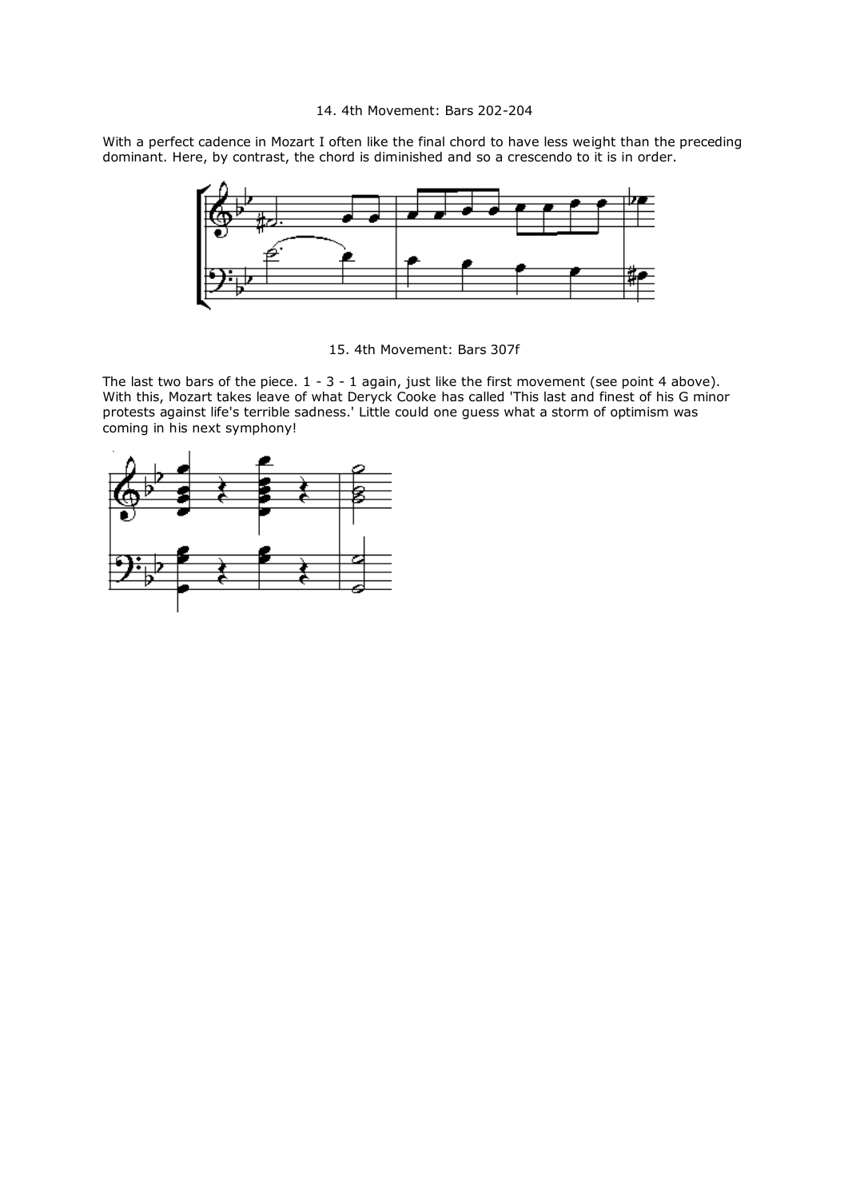### 14. 4th Movement: Bars 202-204

With a perfect cadence in Mozart I often like the final chord to have less weight than the preceding dominant. Here, by contrast, the chord is diminished and so a crescendo to it is in order.

### 15. 4th Movement: Bars 307f

The last two bars of the piece. 1 - 3 - 1 again, just like the first movement (see point 4 above). With this, Mozart takes leave of what Deryck Cooke has called 'This last and finest of his G minor protests against life's terrible sadness.' Little could one guess what a storm of optimism was coming in his next symphony!